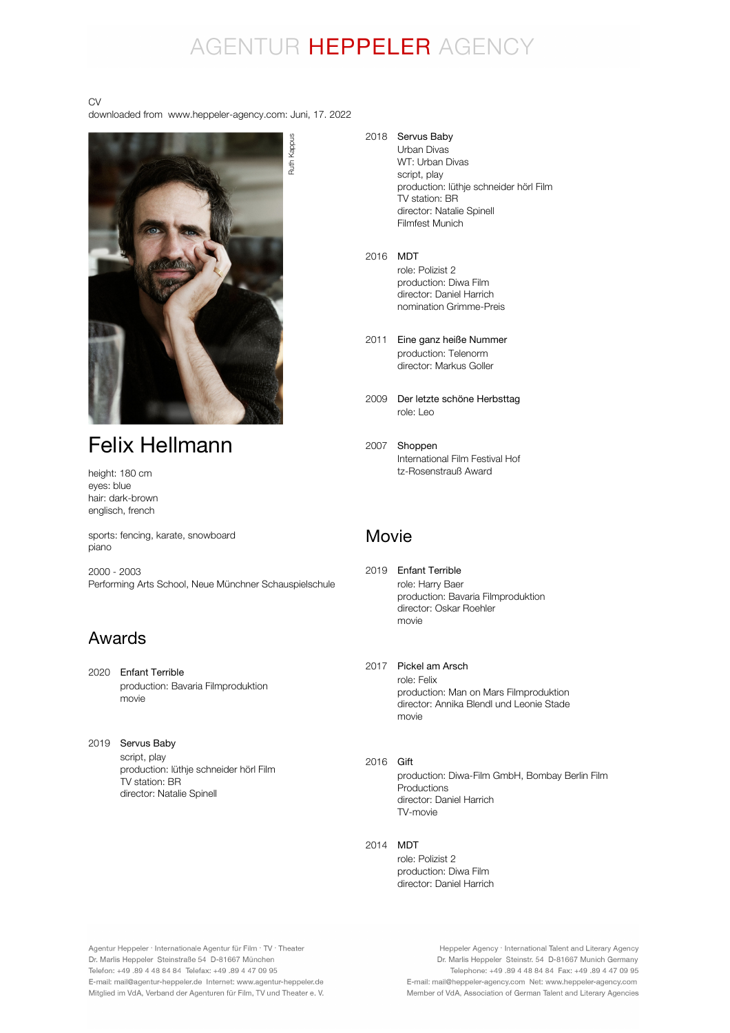# AGENTUR HEPPELER AGENCY

CV
downloaded from www.heppeler-agency.com: Juni, 17. 2022

Ruth Kappus

## Felix Hellmann

height: 180 cm
eyes: blue
hair: dark-brown
englisch, french

sports: fencing, karate, snowboard
piano

2000 - 2003
Performing Arts School, Neue Münchner Schauspielschule

## Awards

2020 **Enfant Terrible**
production: Bavaria Filmproduktion
movie

2019 **Servus Baby**
script, play
production: lüthje schneider hörl Film
TV station: BR
director: Natalie Spinell

2018 **Servus Baby**
Urban Divas
WT: Urban Divas
script, play
production: lüthje schneider hörl Film
TV station: BR
director: Natalie Spinell
Filmfest Munich

2016 **MDT**
role: Polizist 2
production: Diwa Film
director: Daniel Harrich
nomination Grimme-Preis

2011 **Eine ganz heiße Nummer**
production: Telenorm
director: Markus Goller

2009 **Der letzte schöne Herbsttag**
role: Leo

2007 **Shoppen**
International Film Festival Hof
tz-Rosenstrauß Award

## Movie

2019 **Enfant Terrible**
role: Harry Baer
production: Bavaria Filmproduktion
director: Oskar Roehler
movie

2017 **Pickel am Arsch**
role: Felix
production: Man on Mars Filmproduktion
director: Annika Blendl und Leonie Stade
movie

2016 **Gift**
production: Diwa-Film GmbH, Bombay Berlin Film Productions
director: Daniel Harrich
TV-movie

2014 **MDT**
role: Polizist 2
production: Diwa Film
director: Daniel Harrich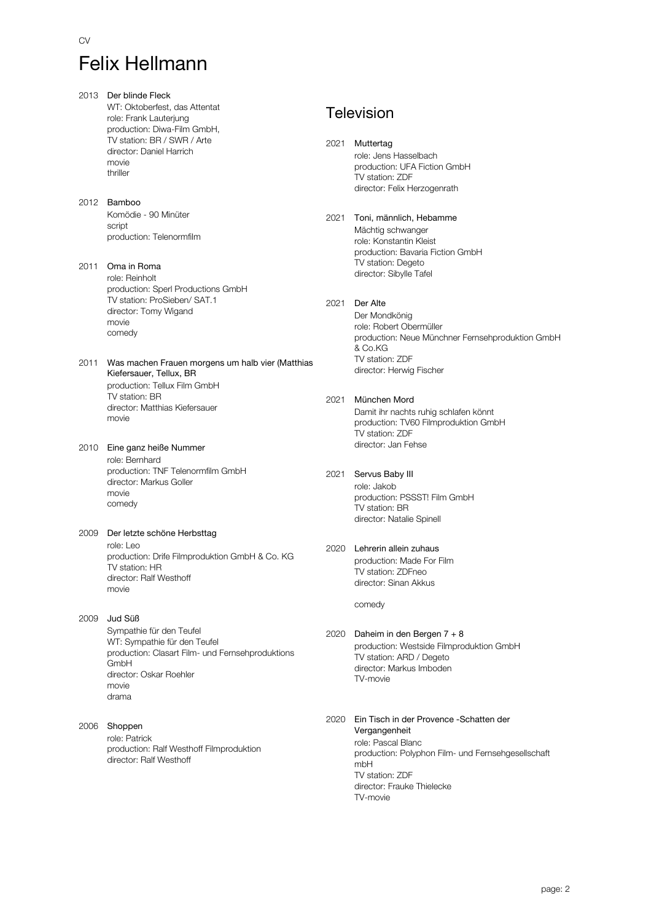CV

# Felix Hellmann

2013 Der blinde Fleck
WT: Oktoberfest, das Attentat
role: Frank Lauterjung
production: Diwa-Film GmbH,
TV station: BR / SWR / Arte
director: Daniel Harrich
movie
thriller

2012 Bamboo
Komödie - 90 Minüter
script
production: Telenormfilm

2011 Oma in Roma
role: Reinholt
production: Sperl Productions GmbH
TV station: ProSieben/ SAT.1
director: Tomy Wigand
movie
comedy

2011 Was machen Frauen morgens um halb vier (Matthias Kiefersauer, Tellux, BR
production: Tellux Film GmbH
TV station: BR
director: Matthias Kiefersauer
movie

2010 Eine ganz heiße Nummer
role: Bernhard
production: TNF Telenormfilm GmbH
director: Markus Goller
movie
comedy

2009 Der letzte schöne Herbsttag
role: Leo
production: Drife Filmproduktion GmbH & Co. KG
TV station: HR
director: Ralf Westhoff
movie

2009 Jud Süß
Sympathie für den Teufel
WT: Sympathie für den Teufel
production: Clasart Film- und Fernsehproduktions GmbH
director: Oskar Roehler
movie
drama

2006 Shoppen
role: Patrick
production: Ralf Westhoff Filmproduktion
director: Ralf Westhoff

## Television

2021 Muttertag
role: Jens Hasselbach
production: UFA Fiction GmbH
TV station: ZDF
director: Felix Herzogenrath

2021 Toni, männlich, Hebamme
Mächtig schwanger
role: Konstantin Kleist
production: Bavaria Fiction GmbH
TV station: Degeto
director: Sibylle Tafel

2021 Der Alte
Der Mondkönig
role: Robert Obermüller
production: Neue Münchner Fernsehproduktion GmbH & Co.KG
TV station: ZDF
director: Herwig Fischer

2021 München Mord
Damit ihr nachts ruhig schlafen könnt
production: TV60 Filmproduktion GmbH
TV station: ZDF
director: Jan Fehse

2021 Servus Baby III
role: Jakob
production: PSSST! Film GmbH
TV station: BR
director: Natalie Spinell

2020 Lehrerin allein zuhaus
production: Made For Film
TV station: ZDFneo
director: Sinan Akkus

comedy

2020 Daheim in den Bergen 7 + 8
production: Westside Filmproduktion GmbH
TV station: ARD / Degeto
director: Markus Imboden
TV-movie

2020 Ein Tisch in der Provence -Schatten der Vergangenheit
role: Pascal Blanc
production: Polyphon Film- und Fernsehgesellschaft mbH
TV station: ZDF
director: Frauke Thielecke
TV-movie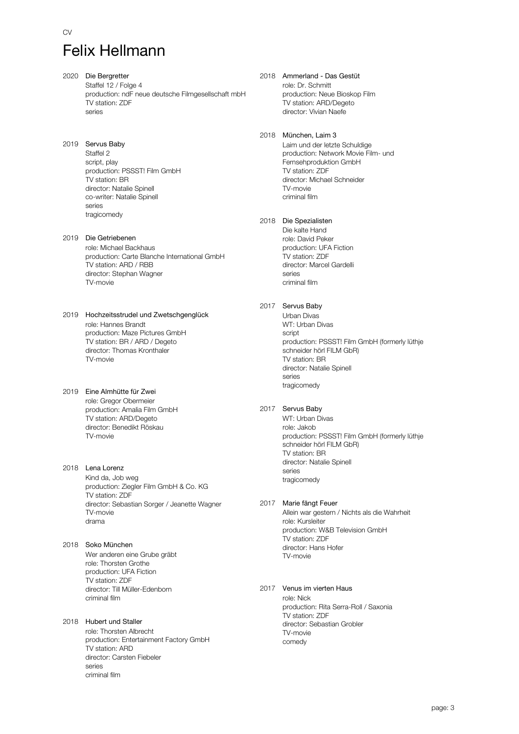CV

# Felix Hellmann

2020 Die Bergretter
Staffel 12 / Folge 4
production: ndF neue deutsche Filmgesellschaft mbH
TV station: ZDF
series

2019 Servus Baby
Staffel 2
script, play
production: PSSST! Film GmbH
TV station: BR
director: Natalie Spinell
co-writer: Natalie Spinell
series
tragicomedy

2019 Die Getriebenen
role: Michael Backhaus
production: Carte Blanche International GmbH
TV station: ARD / RBB
director: Stephan Wagner
TV-movie

2019 Hochzeitsstrudel und Zwetschgenglück
role: Hannes Brandt
production: Maze Pictures GmbH
TV station: BR / ARD / Degeto
director: Thomas Kronthaler
TV-movie

2019 Eine Almhütte für Zwei
role: Gregor Obermeier
production: Amalia Film GmbH
TV station: ARD/Degeto
director: Benedikt Röskau
TV-movie

2018 Lena Lorenz
Kind da, Job weg
production: Ziegler Film GmbH & Co. KG
TV station: ZDF
director: Sebastian Sorger / Jeanette Wagner
TV-movie
drama

2018 Soko München
Wer anderen eine Grube gräbt
role: Thorsten Grothe
production: UFA Fiction
TV station: ZDF
director: Till Müller-Edenborn
criminal film

2018 Hubert und Staller
role: Thorsten Albrecht
production: Entertainment Factory GmbH
TV station: ARD
director: Carsten Fiebeler
series
criminal film

2018 Ammerland - Das Gestüt
role: Dr. Schmitt
production: Neue Bioskop Film
TV station: ARD/Degeto
director: Vivian Naefe

2018 München, Laim 3
Laim und der letzte Schuldige
production: Network Movie Film- und Fernsehproduktion GmbH
TV station: ZDF
director: Michael Schneider
TV-movie
criminal film

2018 Die Spezialisten
Die kalte Hand
role: David Peker
production: UFA Fiction
TV station: ZDF
director: Marcel Gardelli
series
criminal film

2017 Servus Baby
Urban Divas
WT: Urban Divas
script
production: PSSST! Film GmbH (formerly lüthje schneider hörl FILM GbR)
TV station: BR
director: Natalie Spinell
series
tragicomedy

2017 Servus Baby
WT: Urban Divas
role: Jakob
production: PSSST! Film GmbH (formerly lüthje schneider hörl FILM GbR)
TV station: BR
director: Natalie Spinell
series
tragicomedy

2017 Marie fängt Feuer
Allein war gestern / Nichts als die Wahrheit
role: Kursleiter
production: W&B Television GmbH
TV station: ZDF
director: Hans Hofer
TV-movie

2017 Venus im vierten Haus
role: Nick
production: Rita Serra-Roll / Saxonia
TV station: ZDF
director: Sebastian Grobler
TV-movie
comedy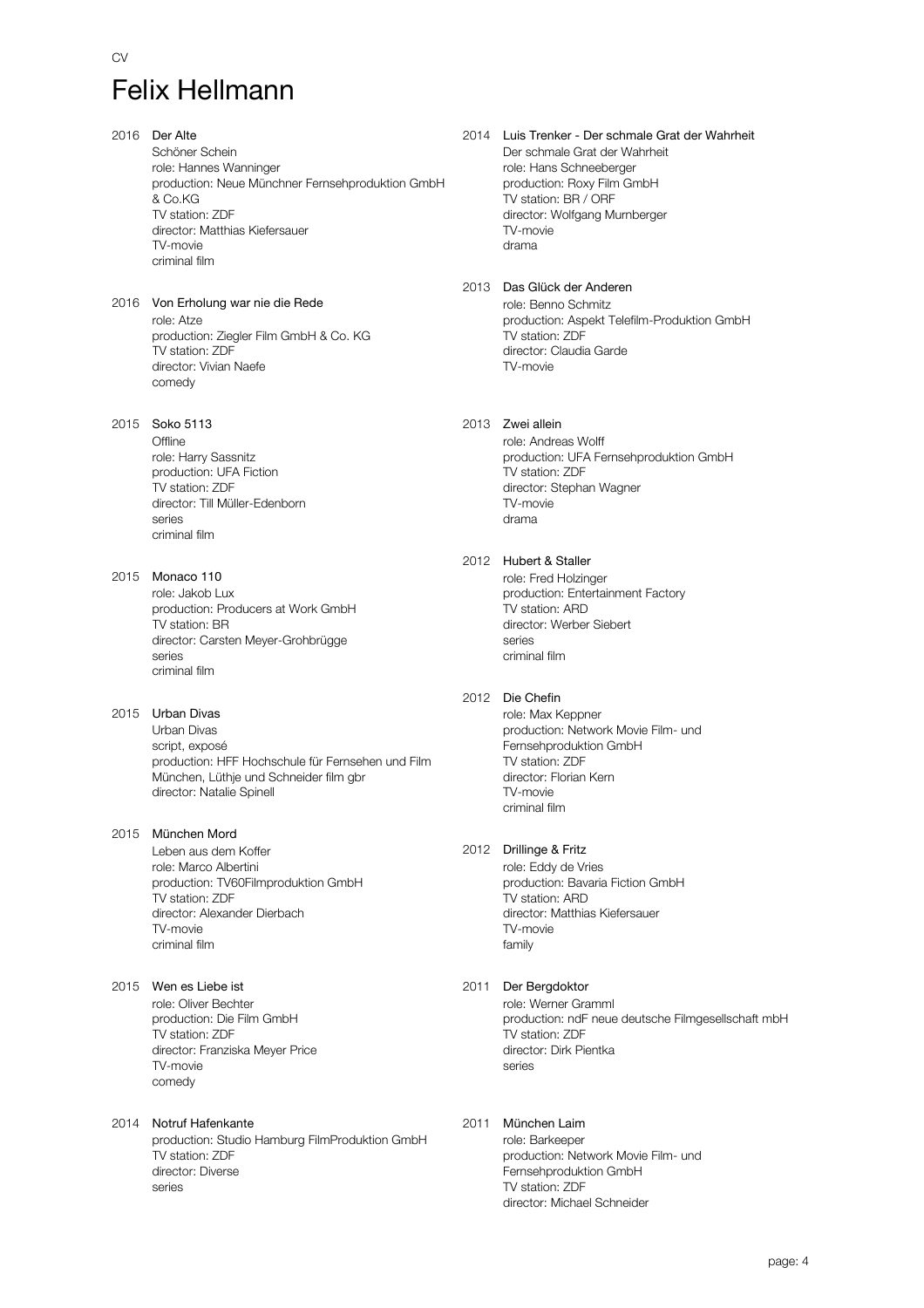CV

# Felix Hellmann

2016 **Der Alte**
Schöner Schein
role: Hannes Wanninger
production: Neue Münchner Fernsehproduktion GmbH & Co.KG
TV station: ZDF
director: Matthias Kiefersauer
TV-movie
criminal film

2016 **Von Erholung war nie die Rede**
role: Atze
production: Ziegler Film GmbH & Co. KG
TV station: ZDF
director: Vivian Naefe
comedy

2015 **Soko 5113**
Offline
role: Harry Sassnitz
production: UFA Fiction
TV station: ZDF
director: Till Müller-Edenborn
series
criminal film

2015 **Monaco 110**
role: Jakob Lux
production: Producers at Work GmbH
TV station: BR
director: Carsten Meyer-Grohbrügge
series
criminal film

2015 **Urban Divas**
Urban Divas
script, exposé
production: HFF Hochschule für Fernsehen und Film München, Lüthje und Schneider film gbr
director: Natalie Spinell

2015 **München Mord**
Leben aus dem Koffer
role: Marco Albertini
production: TV60Filmproduktion GmbH
TV station: ZDF
director: Alexander Dierbach
TV-movie
criminal film

2015 **Wen es Liebe ist**
role: Oliver Bechter
production: Die Film GmbH
TV station: ZDF
director: Franziska Meyer Price
TV-movie
comedy

2014 **Notruf Hafenkante**
production: Studio Hamburg FilmProduktion GmbH
TV station: ZDF
director: Diverse
series

2014 **Luis Trenker - Der schmale Grat der Wahrheit**
Der schmale Grat der Wahrheit
role: Hans Schneeberger
production: Roxy Film GmbH
TV station: BR / ORF
director: Wolfgang Murnberger
TV-movie
drama

2013 **Das Glück der Anderen**
role: Benno Schmitz
production: Aspekt Telefilm-Produktion GmbH
TV station: ZDF
director: Claudia Garde
TV-movie

2013 **Zwei allein**
role: Andreas Wolff
production: UFA Fernsehproduktion GmbH
TV station: ZDF
director: Stephan Wagner
TV-movie
drama

2012 **Hubert & Staller**
role: Fred Holzinger
production: Entertainment Factory
TV station: ARD
director: Werber Siebert
series
criminal film

2012 **Die Chefin**
role: Max Keppner
production: Network Movie Film- und Fernsehproduktion GmbH
TV station: ZDF
director: Florian Kern
TV-movie
criminal film

2012 **Drillinge & Fritz**
role: Eddy de Vries
production: Bavaria Fiction GmbH
TV station: ARD
director: Matthias Kiefersauer
TV-movie
family

2011 **Der Bergdoktor**
role: Werner Gramml
production: ndF neue deutsche Filmgesellschaft mbH
TV station: ZDF
director: Dirk Pientka
series

2011 **München Laim**
role: Barkeeper
production: Network Movie Film- und Fernsehproduktion GmbH
TV station: ZDF
director: Michael Schneider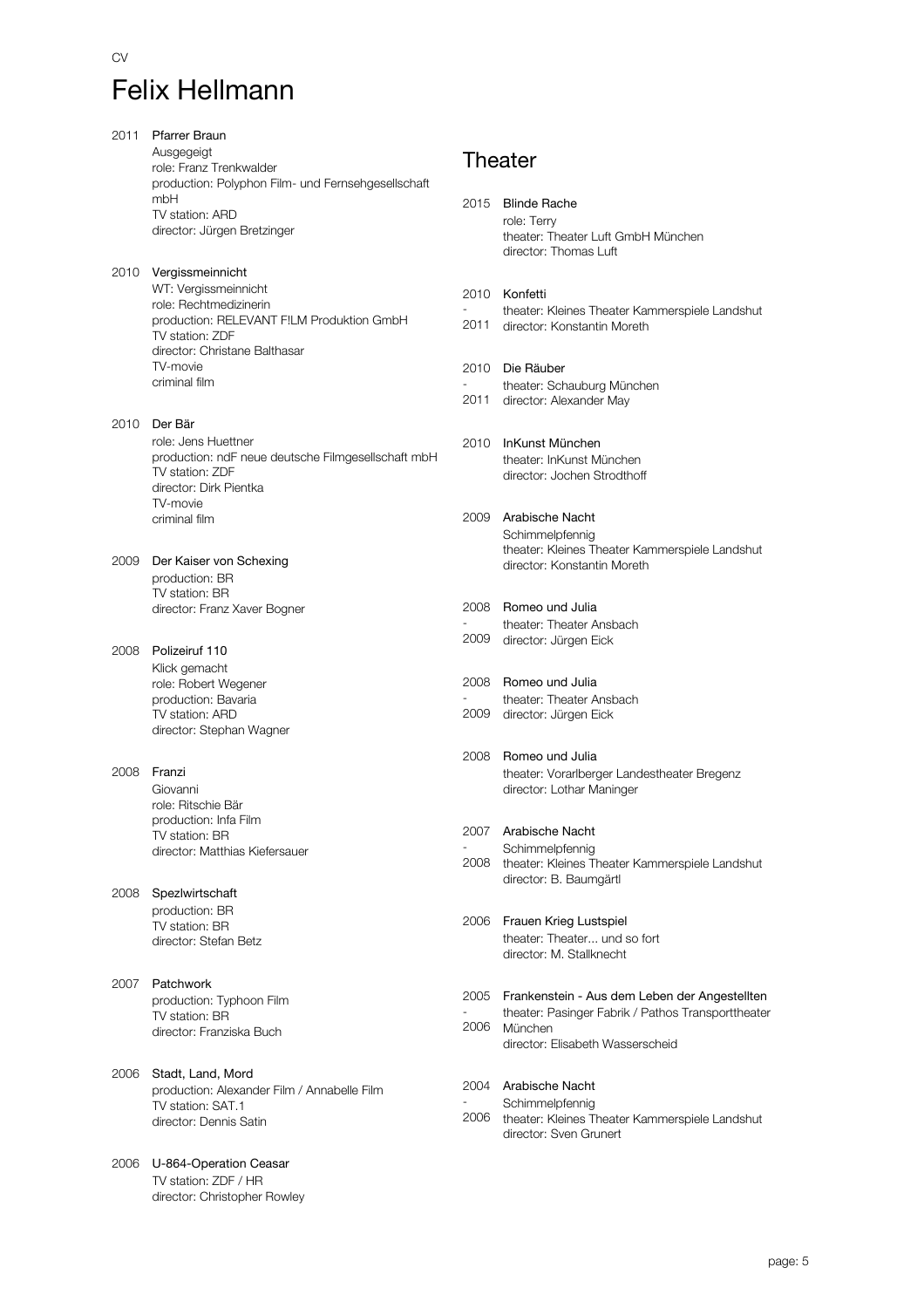CV

# Felix Hellmann

2011 **Pfarrer Braun**
Ausgegeigt
role: Franz Trenkwalder
production: Polyphon Film- und Fernsehgesellschaft mbH
TV station: ARD
director: Jürgen Bretzinger

2010 **Vergissmeinnicht**
WT: Vergissmeinnicht
role: Rechtmedizinerin
production: RELEVANT F!LM Produktion GmbH
TV station: ZDF
director: Christane Balthasar
TV-movie
criminal film

2010 **Der Bär**
role: Jens Huettner
production: ndF neue deutsche Filmgesellschaft mbH
TV station: ZDF
director: Dirk Pientka
TV-movie
criminal film

2009 **Der Kaiser von Schexing**
production: BR
TV station: BR
director: Franz Xaver Bogner

2008 **Polizeiruf 110**
Klick gemacht
role: Robert Wegener
production: Bavaria
TV station: ARD
director: Stephan Wagner

2008 **Franzi**
Giovanni
role: Ritschie Bär
production: Infa Film
TV station: BR
director: Matthias Kiefersauer

2008 **Spezlwirtschaft**
production: BR
TV station: BR
director: Stefan Betz

2007 **Patchwork**
production: Typhoon Film
TV station: BR
director: Franziska Buch

2006 **Stadt, Land, Mord**
production: Alexander Film / Annabelle Film
TV station: SAT.1
director: Dennis Satin

2006 **U-864-Operation Ceasar**
TV station: ZDF / HR
director: Christopher Rowley

## Theater

2015 **Blinde Rache**
role: Terry
theater: Theater Luft GmbH München
director: Thomas Luft

2010 - 2011 **Konfetti**
theater: Kleines Theater Kammerspiele Landshut
director: Konstantin Moreth

2010 - 2011 **Die Räuber**
theater: Schauburg München
director: Alexander May

2010 **InKunst München**
theater: InKunst München
director: Jochen Strodthoff

2009 **Arabische Nacht**
Schimmelpfennig
theater: Kleines Theater Kammerspiele Landshut
director: Konstantin Moreth

2008 - 2009 **Romeo und Julia**
theater: Theater Ansbach
director: Jürgen Eick

2008 - 2009 **Romeo und Julia**
theater: Theater Ansbach
director: Jürgen Eick

2008 **Romeo und Julia**
theater: Vorarlberger Landestheater Bregenz
director: Lothar Maninger

2007 - 2008 **Arabische Nacht**
Schimmelpfennig
theater: Kleines Theater Kammerspiele Landshut
director: B. Baumgärtl

2006 **Frauen Krieg Lustspiel**
theater: Theater... und so fort
director: M. Stallknecht

2005 - 2006 **Frankenstein - Aus dem Leben der Angestellten**
theater: Pasinger Fabrik / Pathos Transporttheater München
director: Elisabeth Wasserscheid

2004 - 2006 **Arabische Nacht**
Schimmelpfennig
theater: Kleines Theater Kammerspiele Landshut
director: Sven Grunert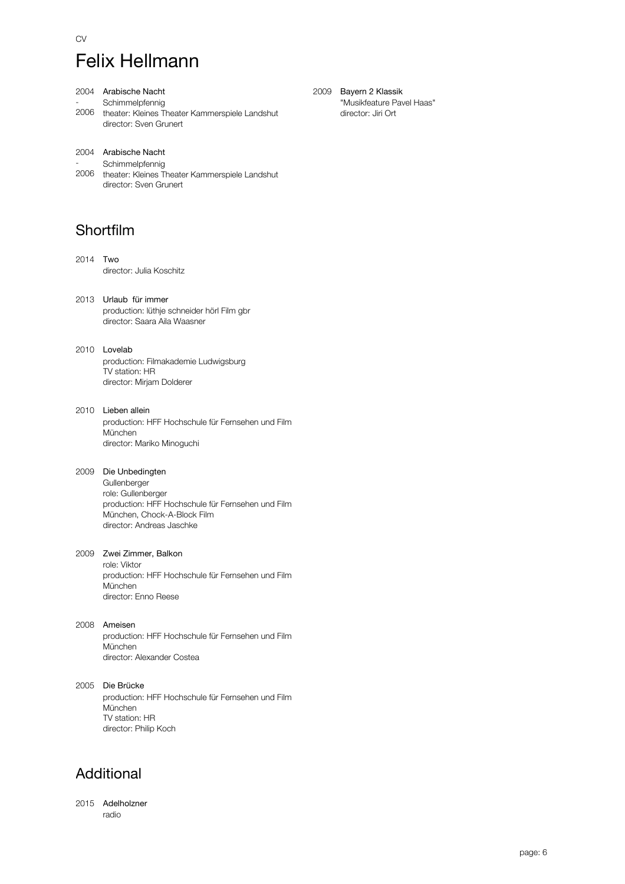CV

# Felix Hellmann

2004 - 2006 **Arabische Nacht**
Schimmelpfennig
theater: Kleines Theater Kammerspiele Landshut
director: Sven Grunert

2004 - 2006 **Arabische Nacht**
Schimmelpfennig
theater: Kleines Theater Kammerspiele Landshut
director: Sven Grunert

2009 **Bayern 2 Klassik**
"Musikfeature Pavel Haas"
director: Jiri Ort

## Shortfilm

2014 **Two**
director: Julia Koschitz

2013 **Urlaub für immer**
production: lüthje schneider hörl Film gbr
director: Saara Aila Waasner

2010 **Lovelab**
production: Filmakademie Ludwigsburg
TV station: HR
director: Mirjam Dolderer

2010 **Lieben allein**
production: HFF Hochschule für Fernsehen und Film München
director: Mariko Minoguchi

2009 **Die Unbedingten**
Gullenberger
role: Gullenberger
production: HFF Hochschule für Fernsehen und Film München, Chock-A-Block Film
director: Andreas Jaschke

2009 **Zwei Zimmer, Balkon**
role: Viktor
production: HFF Hochschule für Fernsehen und Film München
director: Enno Reese

2008 **Ameisen**
production: HFF Hochschule für Fernsehen und Film München
director: Alexander Costea

2005 **Die Brücke**
production: HFF Hochschule für Fernsehen und Film München
TV station: HR
director: Philip Koch

## Additional

2015 **Adelholzner**
radio